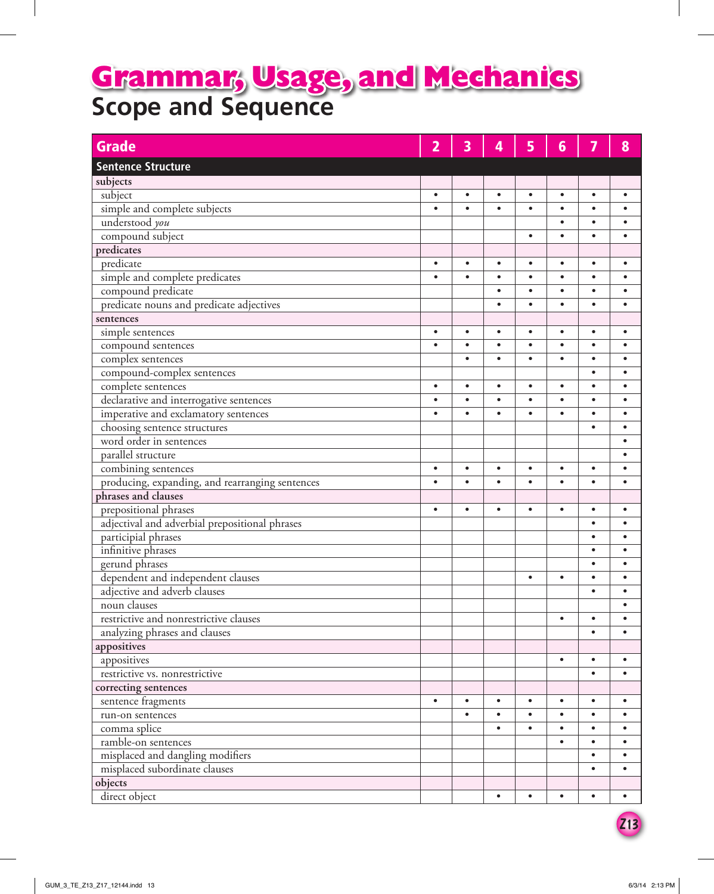# Grammar, Usage, and Mechanics
## Scope and Sequence

| Grade | 2 | 3 | 4 | 5 | 6 | 7 | 8 |
|---|---|---|---|---|---|---|---|
| **Sentence Structure** | | | | | | | |
| **subjects** | | | | | | | |
| subject | • | • | • | • | • | • | • |
| simple and complete subjects | • | • | • | • | • | • | • |
| understood *you* | | | | | • | • | • |
| compound subject | | | | • | • | • | • |
| **predicates** | | | | | | | |
| predicate | • | • | • | • | • | • | • |
| simple and complete predicates | • | • | • | • | • | • | • |
| compound predicate | | | • | • | • | • | • |
| predicate nouns and predicate adjectives | | | • | • | • | • | • |
| **sentences** | | | | | | | |
| simple sentences | • | • | • | • | • | • | • |
| compound sentences | • | • | • | • | • | • | • |
| complex sentences | | • | • | • | • | • | • |
| compound-complex sentences | | | | | | • | • |
| complete sentences | • | • | • | • | • | • | • |
| declarative and interrogative sentences | • | • | • | • | • | • | • |
| imperative and exclamatory sentences | • | • | • | • | • | • | • |
| choosing sentence structures | | | | | | • | • |
| word order in sentences | | | | | | | • |
| parallel structure | | | | | | | • |
| combining sentences | • | • | • | • | • | • | • |
| producing, expanding, and rearranging sentences | • | • | • | • | • | • | • |
| **phrases and clauses** | | | | | | | |
| prepositional phrases | • | • | • | • | • | • | • |
| adjectival and adverbial prepositional phrases | | | | | | • | • |
| participial phrases | | | | | | • | • |
| infinitive phrases | | | | | | • | • |
| gerund phrases | | | | | | • | • |
| dependent and independent clauses | | | | • | • | • | • |
| adjective and adverb clauses | | | | | | • | • |
| noun clauses | | | | | | | • |
| restrictive and nonrestrictive clauses | | | | | • | • | • |
| analyzing phrases and clauses | | | | | | • | • |
| **appositives** | | | | | | | |
| appositives | | | | | • | • | • |
| restrictive vs. nonrestrictive | | | | | | • | • |
| **correcting sentences** | | | | | | | |
| sentence fragments | • | • | • | • | • | • | • |
| run-on sentences | | • | • | • | • | • | • |
| comma splice | | | • | • | • | • | • |
| ramble-on sentences | | | | | • | • | • |
| misplaced and dangling modifiers | | | | | | • | • |
| misplaced subordinate clauses | | | | | | • | • |
| **objects** | | | | | | | |
| direct object | | | • | • | • | • | • |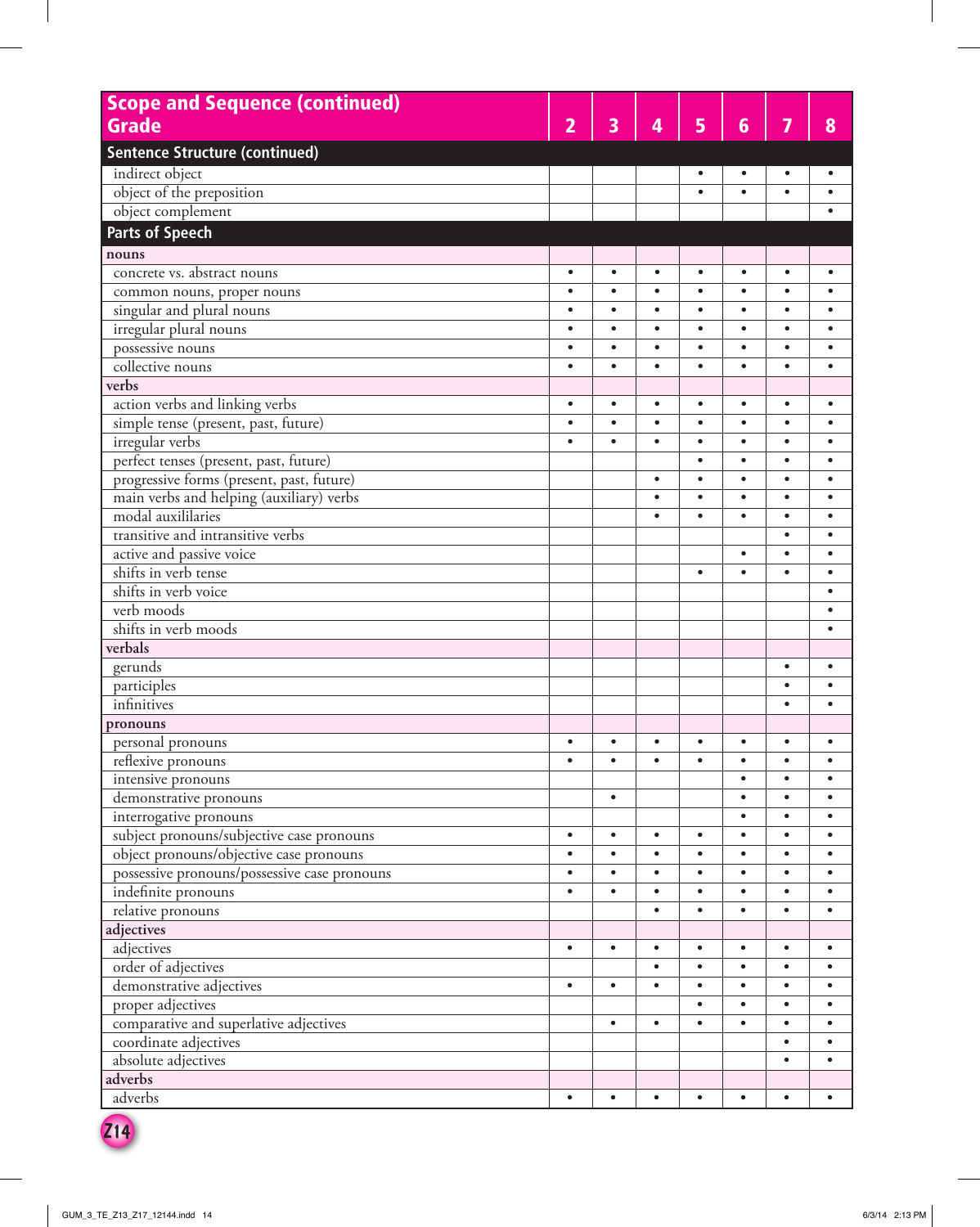| Scope and Sequence (continued) Grade | 2 | 3 | 4 | 5 | 6 | 7 | 8 |
|---|---|---|---|---|---|---|---|
| **Sentence Structure (continued)** | | | | | | | |
| indirect object | | | | • | • | • | • |
| object of the preposition | | | | • | • | • | • |
| object complement | | | | | | | • |
| **Parts of Speech** | | | | | | | |
| **nouns** | | | | | | | |
| concrete vs. abstract nouns | • | • | • | • | • | • | • |
| common nouns, proper nouns | • | • | • | • | • | • | • |
| singular and plural nouns | • | • | • | • | • | • | • |
| irregular plural nouns | • | • | • | • | • | • | • |
| possessive nouns | • | • | • | • | • | • | • |
| collective nouns | • | • | • | • | • | • | • |
| **verbs** | | | | | | | |
| action verbs and linking verbs | • | • | • | • | • | • | • |
| simple tense (present, past, future) | • | • | • | • | • | • | • |
| irregular verbs | • | • | • | • | • | • | • |
| perfect tenses (present, past, future) | | | | • | • | • | • |
| progressive forms (present, past, future) | | | • | • | • | • | • |
| main verbs and helping (auxiliary) verbs | | | • | • | • | • | • |
| modal auxililaries | | | • | • | • | • | • |
| transitive and intransitive verbs | | | | | | • | • |
| active and passive voice | | | | | • | • | • |
| shifts in verb tense | | | | • | • | • | • |
| shifts in verb voice | | | | | | | • |
| verb moods | | | | | | | • |
| shifts in verb moods | | | | | | | • |
| **verbals** | | | | | | | |
| gerunds | | | | | | • | • |
| participles | | | | | | • | • |
| infinitives | | | | | | • | • |
| **pronouns** | | | | | | | |
| personal pronouns | • | • | • | • | • | • | • |
| reflexive pronouns | • | • | • | • | • | • | • |
| intensive pronouns | | | | | • | • | • |
| demonstrative pronouns | | • | | | • | • | • |
| interrogative pronouns | | | | | • | • | • |
| subject pronouns/subjective case pronouns | • | • | • | • | • | • | • |
| object pronouns/objective case pronouns | • | • | • | • | • | • | • |
| possessive pronouns/possessive case pronouns | • | • | • | • | • | • | • |
| indefinite pronouns | • | • | • | • | • | • | • |
| relative pronouns | | | • | • | • | • | • |
| **adjectives** | | | | | | | |
| adjectives | • | • | • | • | • | • | • |
| order of adjectives | | | • | • | • | • | • |
| demonstrative adjectives | • | • | • | • | • | • | • |
| proper adjectives | | | | • | • | • | • |
| comparative and superlative adjectives | | • | • | • | • | • | • |
| coordinate adjectives | | | | | | • | • |
| absolute adjectives | | | | | | • | • |
| **adverbs** | | | | | | | |
| adverbs | • | • | • | • | • | • | • |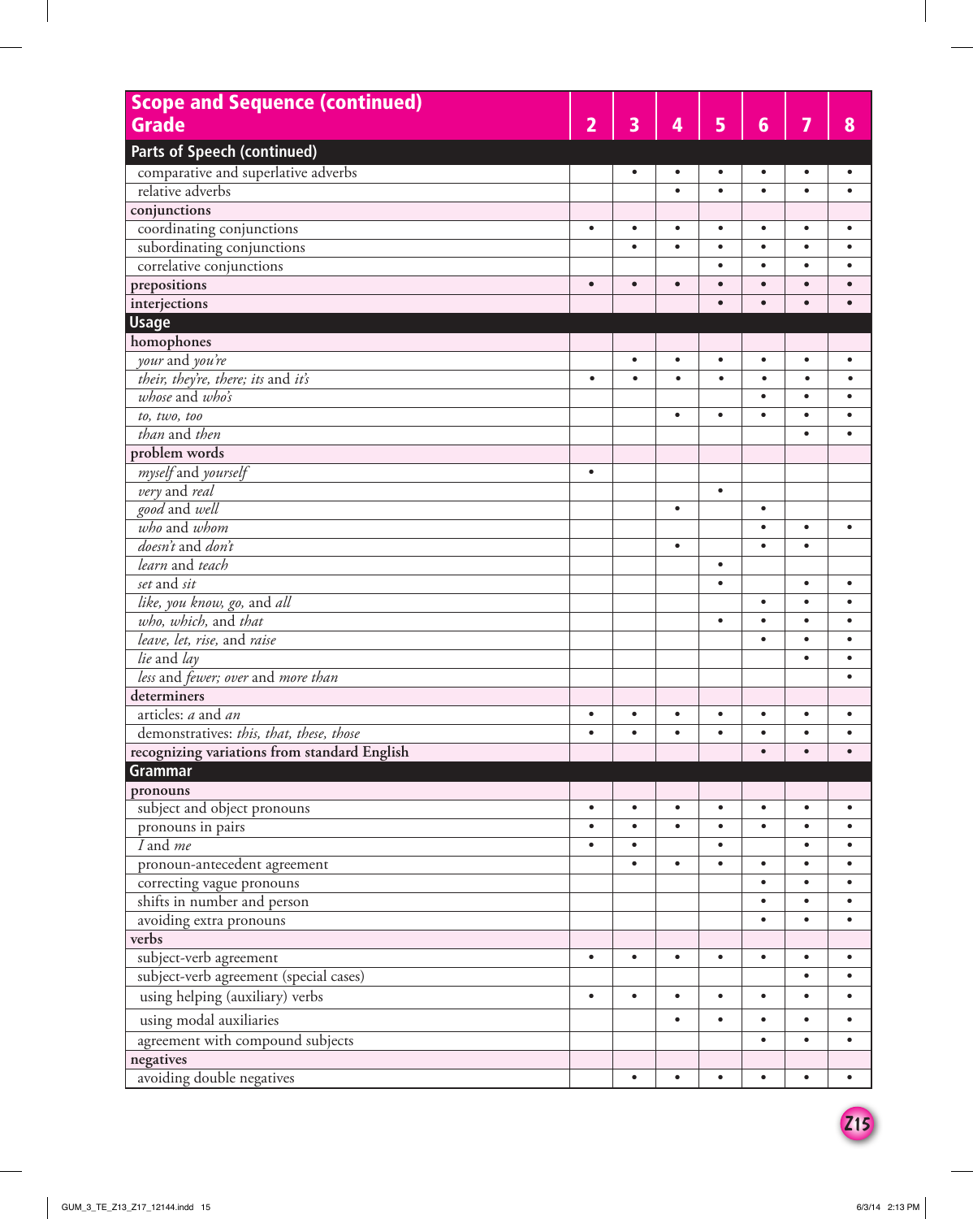| Scope and Sequence (continued) Grade | 2 | 3 | 4 | 5 | 6 | 7 | 8 |
|---|---|---|---|---|---|---|---|
| **Parts of Speech (continued)** | | | | | | | |
| comparative and superlative adverbs | | • | • | • | • | • | • |
| relative adverbs | | | • | • | • | • | • |
| **conjunctions** | | | | | | | |
| coordinating conjunctions | • | • | • | • | • | • | • |
| subordinating conjunctions | | • | • | • | • | • | • |
| correlative conjunctions | | | | • | • | • | • |
| **prepositions** | • | • | • | • | • | • | • |
| **interjections** | | | | • | • | • | • |
| **Usage** | | | | | | | |
| **homophones** | | | | | | | |
| *your* and *you're* | | • | • | • | • | • | • |
| *their, they're, there; its* and *it's* | • | • | • | • | • | • | • |
| *whose* and *who's* | | | | | • | • | • |
| *to, two, too* | | | • | • | • | • | • |
| *than* and *then* | | | | | | • | • |
| **problem words** | | | | | | | |
| *myself* and *yourself* | • | | | | | | |
| *very* and *real* | | | | • | | | |
| *good* and *well* | | | • | | • | | |
| *who* and *whom* | | | | | • | • | • |
| *doesn't* and *don't* | | | • | | • | • | |
| *learn* and *teach* | | | | • | | | |
| *set* and *sit* | | | | • | | • | • |
| *like, you know, go,* and *all* | | | | | • | • | • |
| *who, which,* and *that* | | | | • | • | • | • |
| *leave, let, rise,* and *raise* | | | | | • | • | • |
| *lie* and *lay* | | | | | | • | • |
| *less* and *fewer; over* and *more than* | | | | | | | • |
| **determiners** | | | | | | | |
| articles: *a* and *an* | • | • | • | • | • | • | • |
| demonstratives: *this, that, these, those* | • | • | • | • | • | • | • |
| **recognizing variations from standard English** | | | | | • | • | • |
| **Grammar** | | | | | | | |
| **pronouns** | | | | | | | |
| subject and object pronouns | • | • | • | • | • | • | • |
| pronouns in pairs | • | • | • | • | • | • | • |
| *I* and *me* | • | • | | • | | • | • |
| pronoun-antecedent agreement | | • | • | • | • | • | • |
| correcting vague pronouns | | | | | • | • | • |
| shifts in number and person | | | | | • | • | • |
| avoiding extra pronouns | | | | | • | • | • |
| **verbs** | | | | | | | |
| subject-verb agreement | • | • | • | • | • | • | • |
| subject-verb agreement (special cases) | | | | | | • | • |
| using helping (auxiliary) verbs | • | • | • | • | • | • | • |
| using modal auxiliaries | | | • | • | • | • | • |
| agreement with compound subjects | | | | | • | • | • |
| **negatives** | | | | | | | |
| avoiding double negatives | | • | • | • | • | • | • |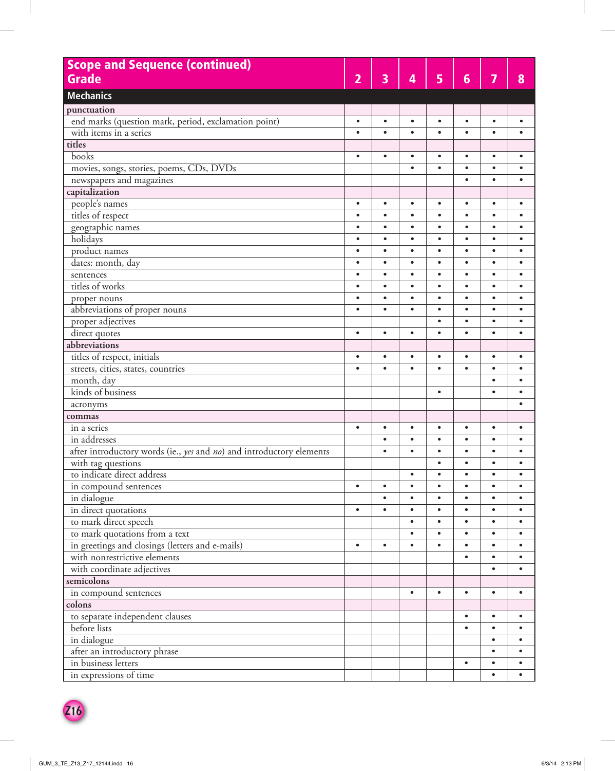| Scope and Sequence (continued) Grade | 2 | 3 | 4 | 5 | 6 | 7 | 8 |
|---|---|---|---|---|---|---|---|
| **Mechanics** | | | | | | | |
| **punctuation** | | | | | | | |
| end marks (question mark, period, exclamation point) | • | • | • | • | • | • | • |
| with items in a series | • | • | • | • | • | • | • |
| **titles** | | | | | | | |
| books | • | • | • | • | • | • | • |
| movies, songs, stories, poems, CDs, DVDs | | | • | • | • | • | • |
| newspapers and magazines | | | | | • | • | • |
| **capitalization** | | | | | | | |
| people's names | • | • | • | • | • | • | • |
| titles of respect | • | • | • | • | • | • | • |
| geographic names | • | • | • | • | • | • | • |
| holidays | • | • | • | • | • | • | • |
| product names | • | • | • | • | • | • | • |
| dates: month, day | • | • | • | • | • | • | • |
| sentences | • | • | • | • | • | • | • |
| titles of works | • | • | • | • | • | • | • |
| proper nouns | • | • | • | • | • | • | • |
| abbreviations of proper nouns | • | • | • | • | • | • | • |
| proper adjectives | | | | • | • | • | • |
| direct quotes | • | • | • | • | • | • | • |
| **abbreviations** | | | | | | | |
| titles of respect, initials | • | • | • | • | • | • | • |
| streets, cities, states, countries | • | • | • | • | • | • | • |
| month, day | | | | | | • | • |
| kinds of business | | | | • | | • | • |
| acronyms | | | | | | | • |
| **commas** | | | | | | | |
| in a series | • | • | • | • | • | • | • |
| in addresses | | • | • | • | • | • | • |
| after introductory words (ie., *yes* and *no*) and introductory elements | | • | • | • | • | • | • |
| with tag questions | | | | • | • | • | • |
| to indicate direct address | | | • | • | • | • | • |
| in compound sentences | • | • | • | • | • | • | • |
| in dialogue | | • | • | • | • | • | • |
| in direct quotations | • | • | • | • | • | • | • |
| to mark direct speech | | | • | • | • | • | • |
| to mark quotations from a text | | | • | • | • | • | • |
| in greetings and closings (letters and e-mails) | • | • | • | • | • | • | • |
| with nonrestrictive elements | | | | | • | • | • |
| with coordinate adjectives | | | | | | • | • |
| **semicolons** | | | | | | | |
| in compound sentences | | | • | • | • | • | • |
| **colons** | | | | | | | |
| to separate independent clauses | | | | | • | • | • |
| before lists | | | | | • | • | • |
| in dialogue | | | | | | • | • |
| after an introductory phrase | | | | | | • | • |
| in business letters | | | | | • | • | • |
| in expressions of time | | | | | | • | • |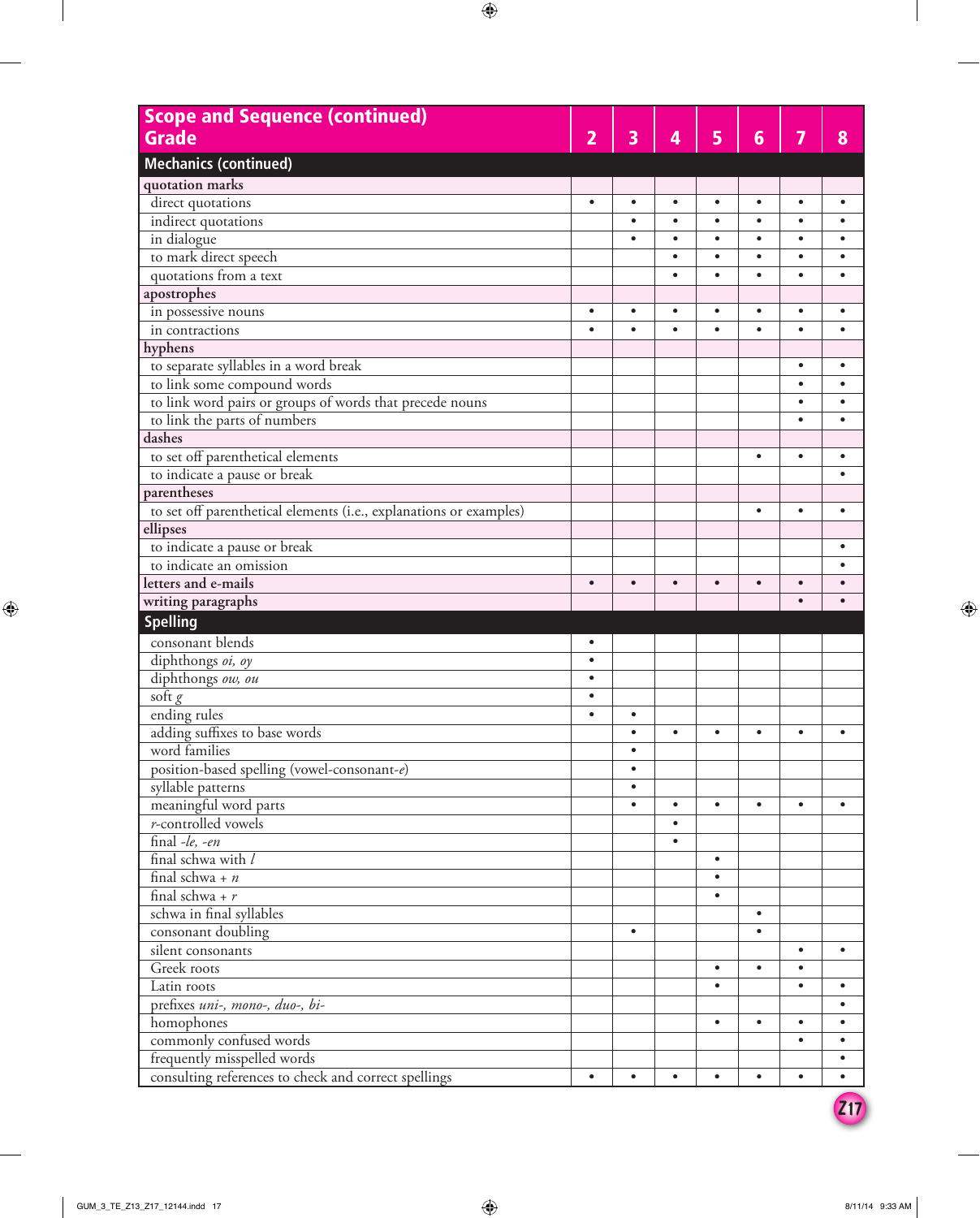| Scope and Sequence (continued) Grade | 2 | 3 | 4 | 5 | 6 | 7 | 8 |
|---|---|---|---|---|---|---|---|
| **Mechanics (continued)** | | | | | | | |
| **quotation marks** | | | | | | | |
| direct quotations | • | • | • | • | • | • | • |
| indirect quotations | | • | • | • | • | • | • |
| in dialogue | | • | • | • | • | • | • |
| to mark direct speech | | | • | • | • | • | • |
| quotations from a text | | | • | • | • | • | • |
| **apostrophes** | | | | | | | |
| in possessive nouns | • | • | • | • | • | • | • |
| in contractions | • | • | • | • | • | • | • |
| **hyphens** | | | | | | | |
| to separate syllables in a word break | | | | | | • | • |
| to link some compound words | | | | | | • | • |
| to link word pairs or groups of words that precede nouns | | | | | | • | • |
| to link the parts of numbers | | | | | | • | • |
| **dashes** | | | | | | | |
| to set off parenthetical elements | | | | | • | • | • |
| to indicate a pause or break | | | | | | | • |
| **parentheses** | | | | | | | |
| to set off parenthetical elements (i.e., explanations or examples) | | | | | • | • | • |
| **ellipses** | | | | | | | |
| to indicate a pause or break | | | | | | | • |
| to indicate an omission | | | | | | | • |
| **letters and e-mails** | • | • | • | • | • | • | • |
| **writing paragraphs** | | | | | | • | • |
| **Spelling** | | | | | | | |
| consonant blends | • | | | | | | |
| diphthongs *oi, oy* | • | | | | | | |
| diphthongs *ow, ou* | • | | | | | | |
| soft *g* | • | | | | | | |
| ending rules | • | • | | | | | |
| adding suffixes to base words | | • | • | • | • | • | • |
| word families | | • | | | | | |
| position-based spelling (vowel-consonant-*e*) | | • | | | | | |
| syllable patterns | | • | | | | | |
| meaningful word parts | | • | • | • | • | • | • |
| *r*-controlled vowels | | | • | | | | |
| final *-le, -en* | | | • | | | | |
| final schwa with *l* | | | | • | | | |
| final schwa + *n* | | | | • | | | |
| final schwa + *r* | | | | • | | | |
| schwa in final syllables | | | | | • | | |
| consonant doubling | | • | | | • | | |
| silent consonants | | | | | | • | • |
| Greek roots | | | | • | • | • | |
| Latin roots | | | | • | | • | • |
| prefixes *uni-, mono-, duo-, bi-* | | | | | | | • |
| homophones | | | | • | • | • | • |
| commonly confused words | | | | | | • | • |
| frequently misspelled words | | | | | | | • |
| consulting references to check and correct spellings | • | • | • | • | • | • | • |